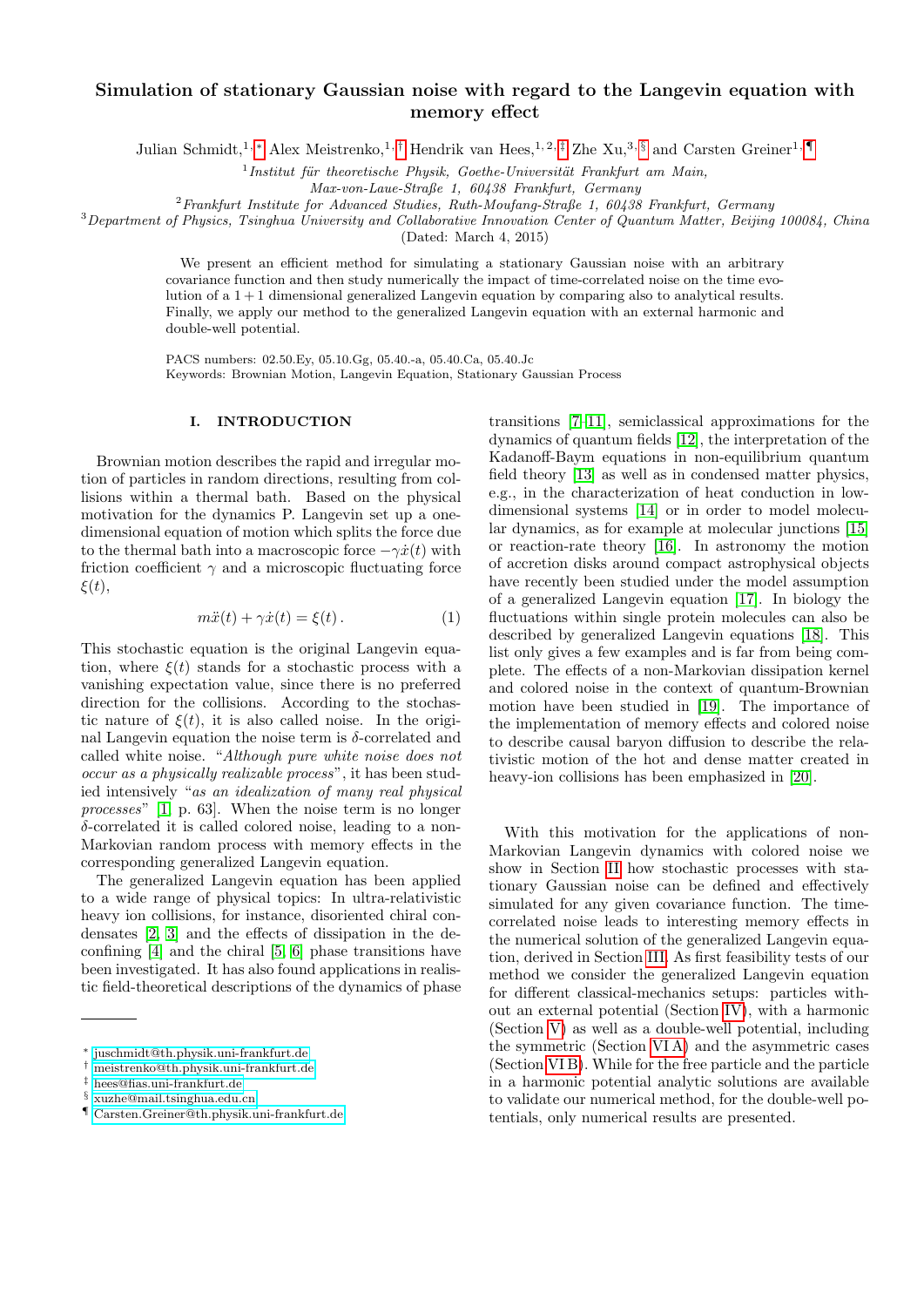# Simulation of stationary Gaussian noise with regard to the Langevin equation with memory effect

Julian Schmidt,[1,*] Alex Meistrenko,[1,†] Hendrik van Hees,[1,2,‡] Zhe Xu,[3,§] and Carsten Greiner[1,¶]

[1] *Institut für theoretische Physik, Goethe-Universität Frankfurt am Main, Max-von-Laue-Straße 1, 60438 Frankfurt, Germany*

[2] *Frankfurt Institute for Advanced Studies, Ruth-Moufang-Straße 1, 60438 Frankfurt, Germany*

[3] *Department of Physics, Tsinghua University and Collaborative Innovation Center of Quantum Matter, Beijing 100084, China*

(Dated: March 4, 2015)

We present an efficient method for simulating a stationary Gaussian noise with an arbitrary covariance function and then study numerically the impact of time-correlated noise on the time evolution of a $1+1$ dimensional generalized Langevin equation by comparing also to analytical results. Finally, we apply our method to the generalized Langevin equation with an external harmonic and double-well potential.

PACS numbers: 02.50.Ey, 05.10.Gg, 05.40.-a, 05.40.Ca, 05.40.Jc
Keywords: Brownian Motion, Langevin Equation, Stationary Gaussian Process

## I. INTRODUCTION

Brownian motion describes the rapid and irregular motion of particles in random directions, resulting from collisions within a thermal bath. Based on the physical motivation for the dynamics P. Langevin set up a one-dimensional equation of motion which splits the force due to the thermal bath into a macroscopic force $-\gamma\dot{x}(t)$ with friction coefficient $\gamma$ and a microscopic fluctuating force $\xi(t)$,

$$m\ddot{x}(t) + \gamma\dot{x}(t) = \xi(t)\,. \tag{1}$$

This stochastic equation is the original Langevin equation, where $\xi(t)$ stands for a stochastic process with a vanishing expectation value, since there is no preferred direction for the collisions. According to the stochastic nature of $\xi(t)$, it is also called noise. In the original Langevin equation the noise term is $\delta$-correlated and called white noise. "*Although pure white noise does not occur as a physically realizable process*", it has been studied intensively "*as an idealization of many real physical processes*" [1, p. 63]. When the noise term is no longer $\delta$-correlated it is called colored noise, leading to a non-Markovian random process with memory effects in the corresponding generalized Langevin equation.

The generalized Langevin equation has been applied to a wide range of physical topics: In ultra-relativistic heavy ion collisions, for instance, disoriented chiral condensates [2, 3] and the effects of dissipation in the deconfining [4] and the chiral [5, 6] phase transitions have been investigated. It has also found applications in realistic field-theoretical descriptions of the dynamics of phase transitions [7–11], semiclassical approximations for the dynamics of quantum fields [12], the interpretation of the Kadanoff-Baym equations in non-equilibrium quantum field theory [13] as well as in condensed matter physics, e.g., in the characterization of heat conduction in low-dimensional systems [14] or in order to model molecular dynamics, as for example at molecular junctions [15] or reaction-rate theory [16]. In astronomy the motion of accretion disks around compact astrophysical objects have recently been studied under the model assumption of a generalized Langevin equation [17]. In biology the fluctuations within single protein molecules can also be described by generalized Langevin equations [18]. This list only gives a few examples and is far from being complete. The effects of a non-Markovian dissipation kernel and colored noise in the context of quantum-Brownian motion have been studied in [19]. The importance of the implementation of memory effects and colored noise to describe causal baryon diffusion to describe the relativistic motion of the hot and dense matter created in heavy-ion collisions has been emphasized in [20].

With this motivation for the applications of non-Markovian Langevin dynamics with colored noise we show in Section II how stochastic processes with stationary Gaussian noise can be defined and effectively simulated for any given covariance function. The time-correlated noise leads to interesting memory effects in the numerical solution of the generalized Langevin equation, derived in Section III. As first feasibility tests of our method we consider the generalized Langevin equation for different classical-mechanics setups: particles without an external potential (Section IV), with a harmonic (Section V) as well as a double-well potential, including the symmetric (Section VI A) and the asymmetric cases (Section VI B). While for the free particle and the particle in a harmonic potential analytic solutions are available to validate our numerical method, for the double-well potentials, only numerical results are presented.

---

* juschmidt@th.physik.uni-frankfurt.de
† meistrenko@th.physik.uni-frankfurt.de
‡ hees@fias.uni-frankfurt.de
§ xuzhe@mail.tsinghua.edu.cn
¶ Carsten.Greiner@th.physik.uni-frankfurt.de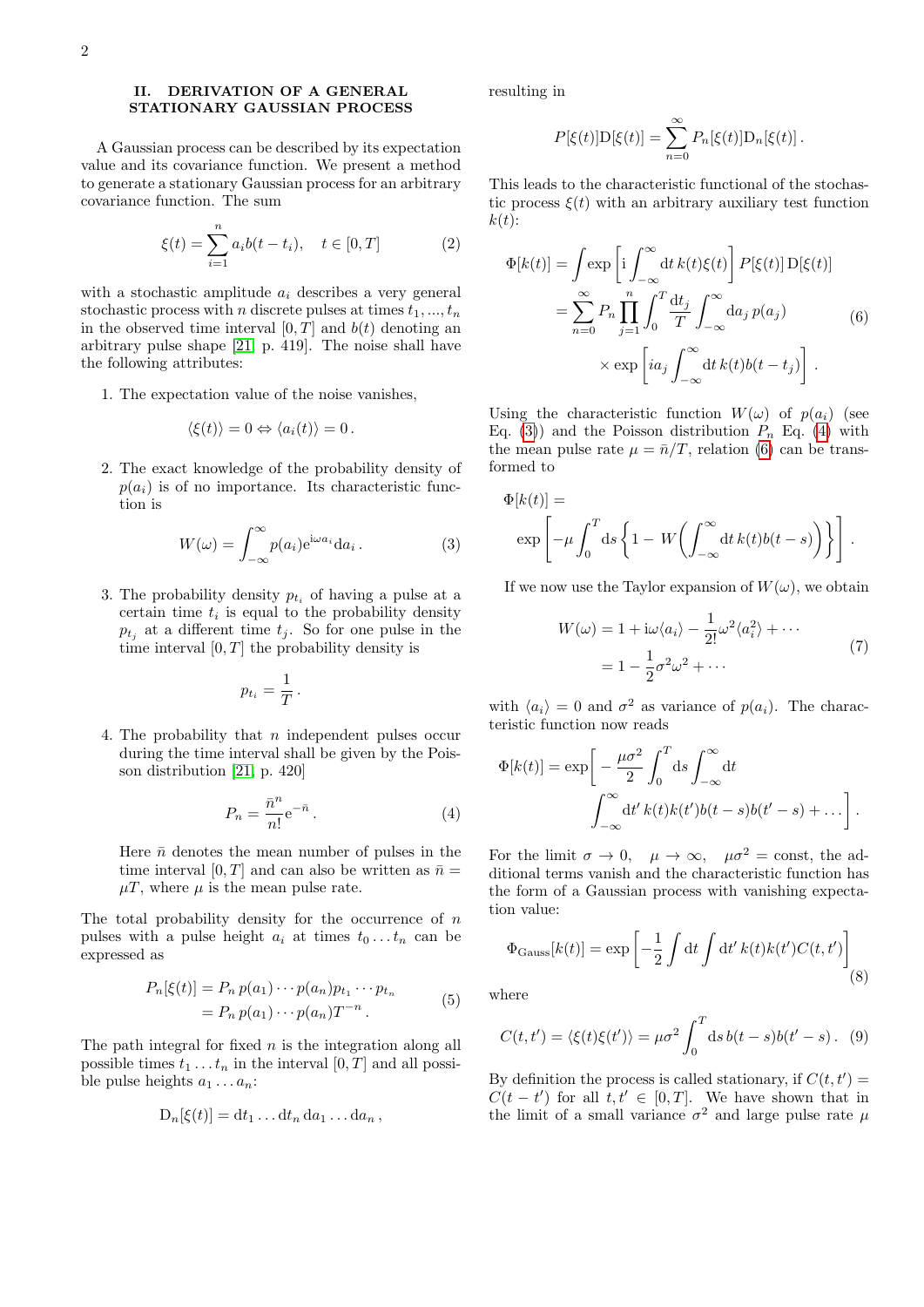## II. DERIVATION OF A GENERAL STATIONARY GAUSSIAN PROCESS

A Gaussian process can be described by its expectation value and its covariance function. We present a method to generate a stationary Gaussian process for an arbitrary covariance function. The sum

$$\xi(t) = \sum_{i=1}^{n} a_i b(t - t_i), \quad t \in [0, T] \tag{2}$$

with a stochastic amplitude $a_i$ describes a very general stochastic process with $n$ discrete pulses at times $t_1, ..., t_n$ in the observed time interval $[0, T]$ and $b(t)$ denoting an arbitrary pulse shape [21, p. 419]. The noise shall have the following attributes:

1. The expectation value of the noise vanishes,
$$\langle \xi(t) \rangle = 0 \Leftrightarrow \langle a_i(t) \rangle = 0 \, .$$

2. The exact knowledge of the probability density of $p(a_i)$ is of no importance. Its characteristic function is
$$W(\omega) = \int_{-\infty}^{\infty} p(a_i) \mathrm{e}^{\mathrm{i}\omega a_i} \mathrm{d}a_i \, . \tag{3}$$

3. The probability density $p_{t_i}$ of having a pulse at a certain time $t_i$ is equal to the probability density $p_{t_j}$ at a different time $t_j$. So for one pulse in the time interval $[0, T]$ the probability density is
$$p_{t_i} = \frac{1}{T} \, .$$

4. The probability that $n$ independent pulses occur during the time interval shall be given by the Poisson distribution [21, p. 420]
$$P_n = \frac{\bar{n}^n}{n!} \mathrm{e}^{-\bar{n}} \, . \tag{4}$$
Here $\bar{n}$ denotes the mean number of pulses in the time interval $[0, T]$ and can also be written as $\bar{n} = \mu T$, where $\mu$ is the mean pulse rate.

The total probability density for the occurrence of $n$ pulses with a pulse height $a_i$ at times $t_0 \dots t_n$ can be expressed as

$$\begin{aligned} P_n[\xi(t)] &= P_n \, p(a_1) \cdots p(a_n) p_{t_1} \cdots p_{t_n} \\ &= P_n \, p(a_1) \cdots p(a_n) T^{-n} \, . \end{aligned} \tag{5}$$

The path integral for fixed $n$ is the integration along all possible times $t_1 \dots t_n$ in the interval $[0, T]$ and all possible pulse heights $a_1 \dots a_n$:

$$\mathrm{D}_n[\xi(t)] = \mathrm{d}t_1 \dots \mathrm{d}t_n \, \mathrm{d}a_1 \dots \mathrm{d}a_n \, ,$$

resulting in

$$P[\xi(t)] \mathrm{D}[\xi(t)] = \sum_{n=0}^{\infty} P_n[\xi(t)] \mathrm{D}_n[\xi(t)] \, .$$

This leads to the characteristic functional of the stochastic process $\xi(t)$ with an arbitrary auxiliary test function $k(t)$:

$$\begin{aligned} \Phi[k(t)] &= \int \exp\left[ \mathrm{i} \int_{-\infty}^{\infty} \mathrm{d}t \, k(t) \xi(t) \right] P[\xi(t)] \, \mathrm{D}[\xi(t)] \\ &= \sum_{n=0}^{\infty} P_n \prod_{j=1}^{n} \int_0^T \frac{\mathrm{d}t_j}{T} \int_{-\infty}^{\infty} \mathrm{d}a_j \, p(a_j) \\ &\quad \times \exp\left[ i a_j \int_{-\infty}^{\infty} \mathrm{d}t \, k(t) b(t - t_j) \right] . \end{aligned} \tag{6}$$

Using the characteristic function $W(\omega)$ of $p(a_i)$ (see Eq. (3)) and the Poisson distribution $P_n$ Eq. (4) with the mean pulse rate $\mu = \bar{n}/T$, relation (6) can be transformed to

$$\Phi[k(t)] = \exp\left[ -\mu \int_0^T \mathrm{d}s \left\{ 1 - W\!\left( \int_{-\infty}^{\infty} \mathrm{d}t \, k(t) b(t - s) \right) \right\} \right] .$$

If we now use the Taylor expansion of $W(\omega)$, we obtain

$$\begin{aligned} W(\omega) &= 1 + \mathrm{i}\omega \langle a_i \rangle - \frac{1}{2!} \omega^2 \langle a_i^2 \rangle + \cdots \\ &= 1 - \frac{1}{2} \sigma^2 \omega^2 + \cdots \end{aligned} \tag{7}$$

with $\langle a_i \rangle = 0$ and $\sigma^2$ as variance of $p(a_i)$. The characteristic function now reads

$$\Phi[k(t)] = \exp\left[ -\frac{\mu \sigma^2}{2} \int_0^T \mathrm{d}s \int_{-\infty}^{\infty} \mathrm{d}t \int_{-\infty}^{\infty} \mathrm{d}t' \, k(t) k(t') b(t - s) b(t' - s) + \dots \right] .$$

For the limit $\sigma \to 0, \quad \mu \to \infty, \quad \mu\sigma^2 = \mathrm{const}$, the additional terms vanish and the characteristic function has the form of a Gaussian process with vanishing expectation value:

$$\Phi_{\mathrm{Gauss}}[k(t)] = \exp\left[ -\frac{1}{2} \int \mathrm{d}t \int \mathrm{d}t' \, k(t) k(t') C(t, t') \right] \tag{8}$$

where

$$C(t, t') = \langle \xi(t) \xi(t') \rangle = \mu \sigma^2 \int_0^T \mathrm{d}s \, b(t - s) b(t' - s) \, . \tag{9}$$

By definition the process is called stationary, if $C(t, t') = C(t - t')$ for all $t, t' \in [0, T]$. We have shown that in the limit of a small variance $\sigma^2$ and large pulse rate $\mu$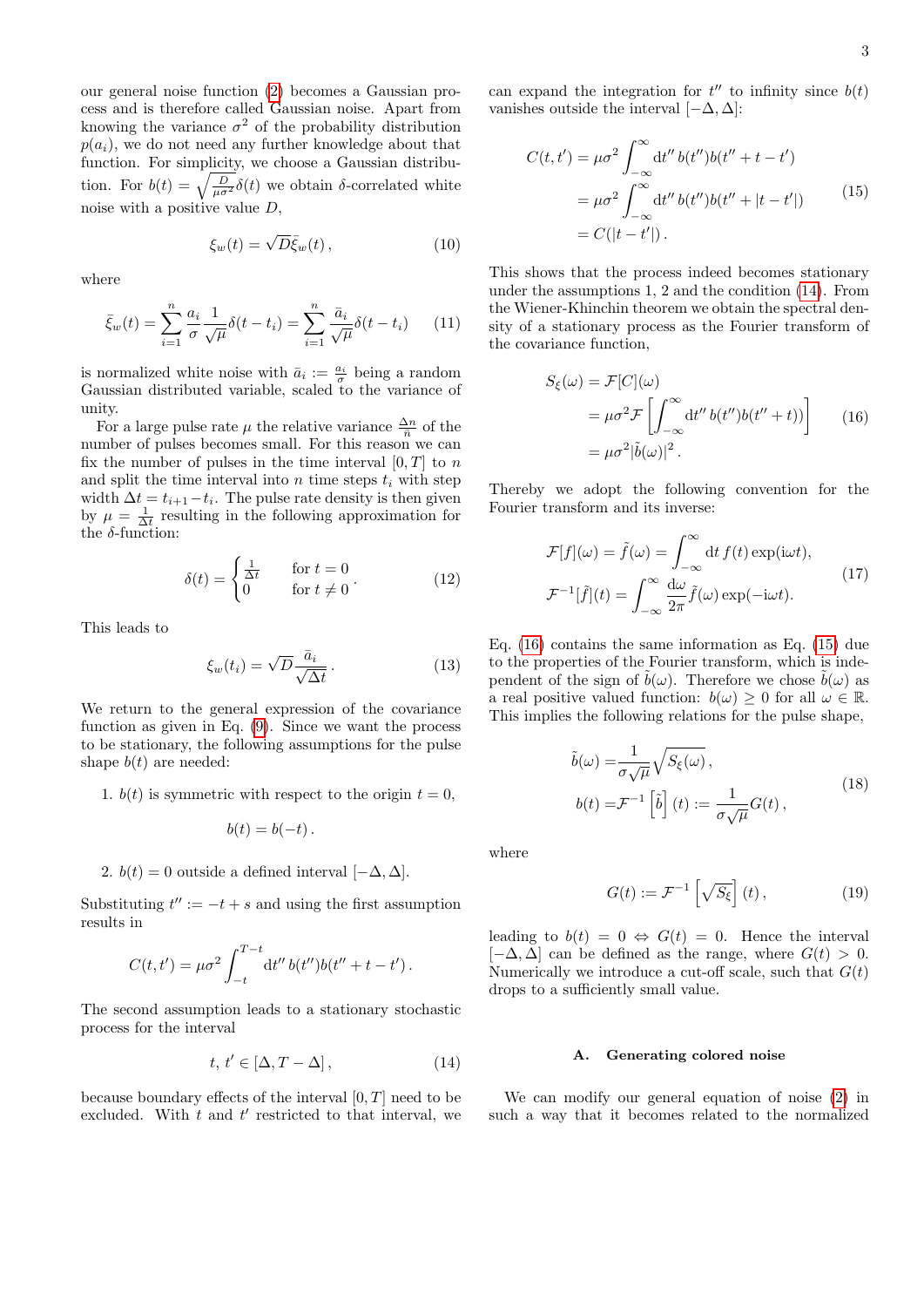our general noise function (2) becomes a Gaussian process and is therefore called Gaussian noise. Apart from knowing the variance $\sigma^2$ of the probability distribution $p(a_i)$, we do not need any further knowledge about that function. For simplicity, we choose a Gaussian distribution. For $b(t) = \sqrt{\frac{D}{\mu\sigma^2}}\delta(t)$ we obtain $\delta$-correlated white noise with a positive value $D$,

$$\xi_w(t) = \sqrt{D}\bar{\xi}_w(t)\,, \tag{10}$$

where

$$\bar{\xi}_w(t) = \sum_{i=1}^{n} \frac{a_i}{\sigma}\frac{1}{\sqrt{\mu}}\delta(t-t_i) = \sum_{i=1}^{n}\frac{\bar{a}_i}{\sqrt{\mu}}\delta(t-t_i) \tag{11}$$

is normalized white noise with $\bar{a}_i := \frac{a_i}{\sigma}$ being a random Gaussian distributed variable, scaled to the variance of unity.

For a large pulse rate $\mu$ the relative variance $\frac{\Delta n}{\bar{n}}$ of the number of pulses becomes small. For this reason we can fix the number of pulses in the time interval $[0,T]$ to $n$ and split the time interval into $n$ time steps $t_i$ with step width $\Delta t = t_{i+1} - t_i$. The pulse rate density is then given by $\mu = \frac{1}{\Delta t}$ resulting in the following approximation for the $\delta$-function:

$$\delta(t) = \begin{cases} \frac{1}{\Delta t} & \text{for } t = 0 \\ 0 & \text{for } t \neq 0 \end{cases}. \tag{12}$$

This leads to

$$\xi_w(t_i) = \sqrt{D}\frac{\bar{a}_i}{\sqrt{\Delta t}}\,. \tag{13}$$

We return to the general expression of the covariance function as given in Eq. (9). Since we want the process to be stationary, the following assumptions for the pulse shape $b(t)$ are needed:

1. $b(t)$ is symmetric with respect to the origin $t = 0$,
$$b(t) = b(-t)\,.$$

2. $b(t) = 0$ outside a defined interval $[-\Delta, \Delta]$.

Substituting $t'' := -t + s$ and using the first assumption results in

$$C(t,t') = \mu\sigma^2 \int_{-t}^{T-t} \mathrm{d}t''\, b(t'')b(t'' + t - t')\,.$$

The second assumption leads to a stationary stochastic process for the interval

$$t,\, t' \in [\Delta, T - \Delta]\,, \tag{14}$$

because boundary effects of the interval $[0,T]$ need to be excluded. With $t$ and $t'$ restricted to that interval, we can expand the integration for $t''$ to infinity since $b(t)$ vanishes outside the interval $[-\Delta, \Delta]$:

$$\begin{aligned} C(t,t') &= \mu\sigma^2 \int_{-\infty}^{\infty} \mathrm{d}t''\, b(t'')b(t'' + t - t') \\ &= \mu\sigma^2 \int_{-\infty}^{\infty} \mathrm{d}t''\, b(t'')b(t'' + |t - t'|) \\ &= C(|t - t'|)\,. \end{aligned} \tag{15}$$

This shows that the process indeed becomes stationary under the assumptions 1, 2 and the condition (14). From the Wiener-Khinchin theorem we obtain the spectral density of a stationary process as the Fourier transform of the covariance function,

$$\begin{aligned} S_\xi(\omega) &= \mathcal{F}[C](\omega) \\ &= \mu\sigma^2 \mathcal{F}\left[\int_{-\infty}^{\infty} \mathrm{d}t''\, b(t'')b(t'' + t)\right] \\ &= \mu\sigma^2 |\tilde{b}(\omega)|^2\,. \end{aligned} \tag{16}$$

Thereby we adopt the following convention for the Fourier transform and its inverse:

$$\begin{aligned} \mathcal{F}[f](\omega) = \tilde{f}(\omega) &= \int_{-\infty}^{\infty} \mathrm{d}t\, f(t)\exp(\mathrm{i}\omega t), \\ \mathcal{F}^{-1}[\tilde{f}](t) &= \int_{-\infty}^{\infty} \frac{\mathrm{d}\omega}{2\pi} \tilde{f}(\omega)\exp(-\mathrm{i}\omega t). \end{aligned} \tag{17}$$

Eq. (16) contains the same information as Eq. (15) due to the properties of the Fourier transform, which is independent of the sign of $\tilde{b}(\omega)$. Therefore we chose $\tilde{b}(\omega)$ as a real positive valued function: $b(\omega) \geq 0$ for all $\omega \in \mathbb{R}$. This implies the following relations for the pulse shape,

$$\begin{aligned} \tilde{b}(\omega) &= \frac{1}{\sigma\sqrt{\mu}}\sqrt{S_\xi(\omega)}\,, \\ b(t) &= \mathcal{F}^{-1}\left[\tilde{b}\right](t) := \frac{1}{\sigma\sqrt{\mu}}G(t)\,, \end{aligned} \tag{18}$$

where

$$G(t) := \mathcal{F}^{-1}\left[\sqrt{S_\xi}\right](t)\,, \tag{19}$$

leading to $b(t) = 0 \Leftrightarrow G(t) = 0$. Hence the interval $[-\Delta, \Delta]$ can be defined as the range, where $G(t) > 0$. Numerically we introduce a cut-off scale, such that $G(t)$ drops to a sufficiently small value.

### A. Generating colored noise

We can modify our general equation of noise (2) in such a way that it becomes related to the normalized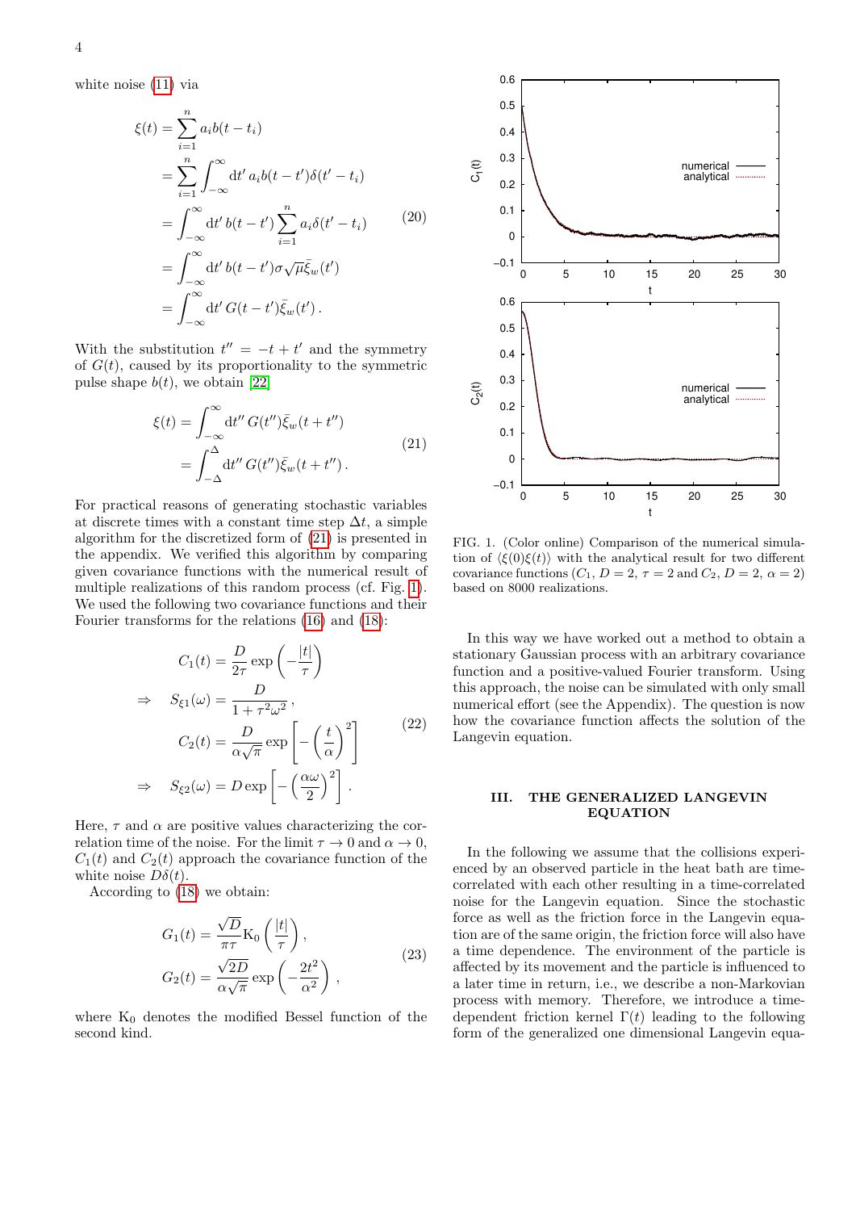white noise (11) via

$$
\begin{aligned}
\xi(t) &= \sum_{i=1}^{n} a_i b(t-t_i) \\
&= \sum_{i=1}^{n} \int_{-\infty}^{\infty} \mathrm{d}t'\, a_i b(t-t')\delta(t'-t_i) \\
&= \int_{-\infty}^{\infty} \mathrm{d}t'\, b(t-t') \sum_{i=1}^{n} a_i \delta(t'-t_i) \\
&= \int_{-\infty}^{\infty} \mathrm{d}t'\, b(t-t')\sigma\sqrt{\mu}\bar{\xi}_w(t') \\
&= \int_{-\infty}^{\infty} \mathrm{d}t'\, G(t-t')\bar{\xi}_w(t')\,.
\end{aligned} \tag{20}
$$

With the substitution $t'' = -t + t'$ and the symmetry of $G(t)$, caused by its proportionality to the symmetric pulse shape $b(t)$, we obtain [22]

$$
\begin{aligned}
\xi(t) &= \int_{-\infty}^{\infty} \mathrm{d}t''\, G(t'')\bar{\xi}_w(t+t'') \\
&= \int_{-\Delta}^{\Delta} \mathrm{d}t''\, G(t'')\bar{\xi}_w(t+t'')\,.
\end{aligned} \tag{21}
$$

For practical reasons of generating stochastic variables at discrete times with a constant time step $\Delta t$, a simple algorithm for the discretized form of (21) is presented in the appendix. We verified this algorithm by comparing given covariance functions with the numerical result of multiple realizations of this random process (cf. Fig. 1). We used the following two covariance functions and their Fourier transforms for the relations (16) and (18):

$$
\begin{aligned}
C_1(t) &= \frac{D}{2\tau}\exp\left(-\frac{|t|}{\tau}\right) \\
\Rightarrow \quad S_{\xi 1}(\omega) &= \frac{D}{1+\tau^2\omega^2}\,, \\
C_2(t) &= \frac{D}{\alpha\sqrt{\pi}}\exp\left[-\left(\frac{t}{\alpha}\right)^2\right] \\
\Rightarrow \quad S_{\xi 2}(\omega) &= D\exp\left[-\left(\frac{\alpha\omega}{2}\right)^2\right]\,.
\end{aligned} \tag{22}
$$

Here, $\tau$ and $\alpha$ are positive values characterizing the correlation time of the noise. For the limit $\tau \to 0$ and $\alpha \to 0$, $C_1(t)$ and $C_2(t)$ approach the covariance function of the white noise $D\delta(t)$.

According to (18) we obtain:

$$
\begin{aligned}
G_1(t) &= \frac{\sqrt{D}}{\pi\tau}\mathrm{K}_0\left(\frac{|t|}{\tau}\right)\,, \\
G_2(t) &= \frac{\sqrt{2D}}{\alpha\sqrt{\pi}}\exp\left(-\frac{2t^2}{\alpha^2}\right)\,,
\end{aligned} \tag{23}
$$

where $\mathrm{K}_0$ denotes the modified Bessel function of the second kind.

FIG. 1. (Color online) Comparison of the numerical simulation of $\langle\xi(0)\xi(t)\rangle$ with the analytical result for two different covariance functions ($C_1$, $D=2$, $\tau=2$ and $C_2$, $D=2$, $\alpha=2$) based on 8000 realizations.

In this way we have worked out a method to obtain a stationary Gaussian process with an arbitrary covariance function and a positive-valued Fourier transform. Using this approach, the noise can be simulated with only small numerical effort (see the Appendix). The question is now how the covariance function affects the solution of the Langevin equation.

## III. THE GENERALIZED LANGEVIN EQUATION

In the following we assume that the collisions experienced by an observed particle in the heat bath are time-correlated with each other resulting in a time-correlated noise for the Langevin equation. Since the stochastic force as well as the friction force in the Langevin equation are of the same origin, the friction force will also have a time dependence. The environment of the particle is affected by its movement and the particle is influenced to a later time in return, i.e., we describe a non-Markovian process with memory. Therefore, we introduce a time-dependent friction kernel $\Gamma(t)$ leading to the following form of the generalized one dimensional Langevin equa-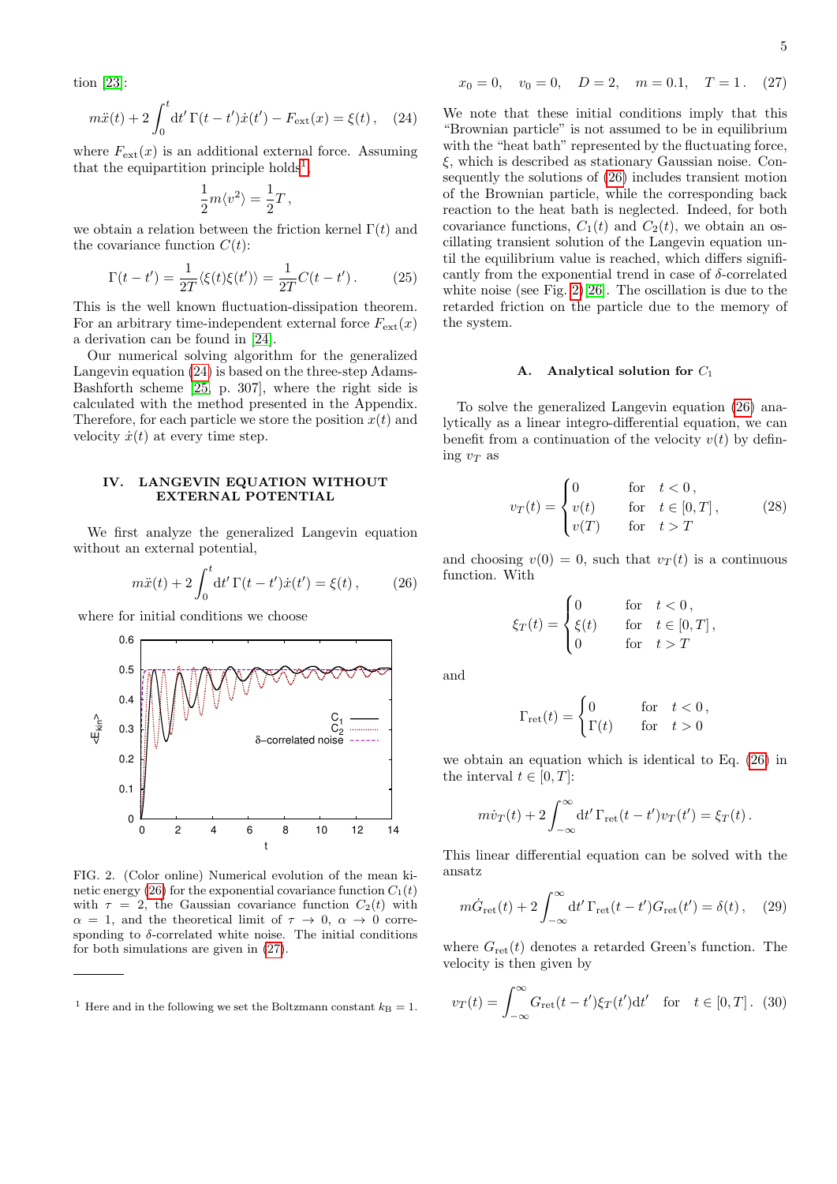tion [23]:

$$m\ddot{x}(t) + 2\int_0^t \mathrm{d}t'\,\Gamma(t-t')\dot{x}(t') - F_{\mathrm{ext}}(x) = \xi(t)\,, \quad (24)$$

where $F_{\mathrm{ext}}(x)$ is an additional external force. Assuming that the equipartition principle holds[1],

$$\frac{1}{2}m\langle v^2\rangle = \frac{1}{2}T\,,$$

we obtain a relation between the friction kernel $\Gamma(t)$ and the covariance function $C(t)$:

$$\Gamma(t-t') = \frac{1}{2T}\langle\xi(t)\xi(t')\rangle = \frac{1}{2T}C(t-t')\,. \quad (25)$$

This is the well known fluctuation-dissipation theorem. For an arbitrary time-independent external force $F_{\mathrm{ext}}(x)$ a derivation can be found in [24].

Our numerical solving algorithm for the generalized Langevin equation (24) is based on the three-step Adams-Bashforth scheme [25, p. 307], where the right side is calculated with the method presented in the Appendix. Therefore, for each particle we store the position $x(t)$ and velocity $\dot{x}(t)$ at every time step.

## IV. LANGEVIN EQUATION WITHOUT EXTERNAL POTENTIAL

We first analyze the generalized Langevin equation without an external potential,

$$m\ddot{x}(t) + 2\int_0^t \mathrm{d}t'\,\Gamma(t-t')\dot{x}(t') = \xi(t)\,, \quad (26)$$

where for initial conditions we choose

$$x_0 = 0, \quad v_0 = 0, \quad D = 2, \quad m = 0.1, \quad T = 1\,. \quad (27)$$

FIG. 2. (Color online) Numerical evolution of the mean kinetic energy (26) for the exponential covariance function $C_1(t)$ with $\tau = 2$, the Gaussian covariance function $C_2(t)$ with $\alpha = 1$, and the theoretical limit of $\tau \to 0$, $\alpha \to 0$ corresponding to $\delta$-correlated white noise. The initial conditions for both simulations are given in (27).

We note that these initial conditions imply that this "Brownian particle" is not assumed to be in equilibrium with the "heat bath" represented by the fluctuating force, $\xi$, which is described as stationary Gaussian noise. Consequently the solutions of (26) includes transient motion of the Brownian particle, while the corresponding back reaction to the heat bath is neglected. Indeed, for both covariance functions, $C_1(t)$ and $C_2(t)$, we obtain an oscillating transient solution of the Langevin equation until the equilibrium value is reached, which differs significantly from the exponential trend in case of $\delta$-correlated white noise (see Fig. 2) [26]. The oscillation is due to the retarded friction on the particle due to the memory of the system.

### A. Analytical solution for $C_1$

To solve the generalized Langevin equation (26) analytically as a linear integro-differential equation, we can benefit from a continuation of the velocity $v(t)$ by defining $v_T$ as

$$v_T(t) = \begin{cases} 0 & \text{for} \quad t < 0\,, \\ v(t) & \text{for} \quad t \in [0,T]\,, \\ v(T) & \text{for} \quad t > T \end{cases} \quad (28)$$

and choosing $v(0) = 0$, such that $v_T(t)$ is a continuous function. With

$$\xi_T(t) = \begin{cases} 0 & \text{for} \quad t < 0\,, \\ \xi(t) & \text{for} \quad t \in [0,T]\,, \\ 0 & \text{for} \quad t > T \end{cases}$$

and

$$\Gamma_{\mathrm{ret}}(t) = \begin{cases} 0 & \text{for} \quad t < 0\,, \\ \Gamma(t) & \text{for} \quad t > 0 \end{cases}$$

we obtain an equation which is identical to Eq. (26) in the interval $t \in [0,T]$:

$$m\dot{v}_T(t) + 2\int_{-\infty}^{\infty} \mathrm{d}t'\,\Gamma_{\mathrm{ret}}(t-t')v_T(t') = \xi_T(t)\,.$$

This linear differential equation can be solved with the ansatz

$$m\dot{G}_{\mathrm{ret}}(t) + 2\int_{-\infty}^{\infty} \mathrm{d}t'\,\Gamma_{\mathrm{ret}}(t-t')G_{\mathrm{ret}}(t') = \delta(t)\,, \quad (29)$$

where $G_{\mathrm{ret}}(t)$ denotes a retarded Green's function. The velocity is then given by

$$v_T(t) = \int_{-\infty}^{\infty} G_{\mathrm{ret}}(t-t')\xi_T(t')\mathrm{d}t' \quad \text{for} \quad t \in [0,T]\,. \quad (30)$$

---

[1] Here and in the following we set the Boltzmann constant $k_{\mathrm{B}} = 1$.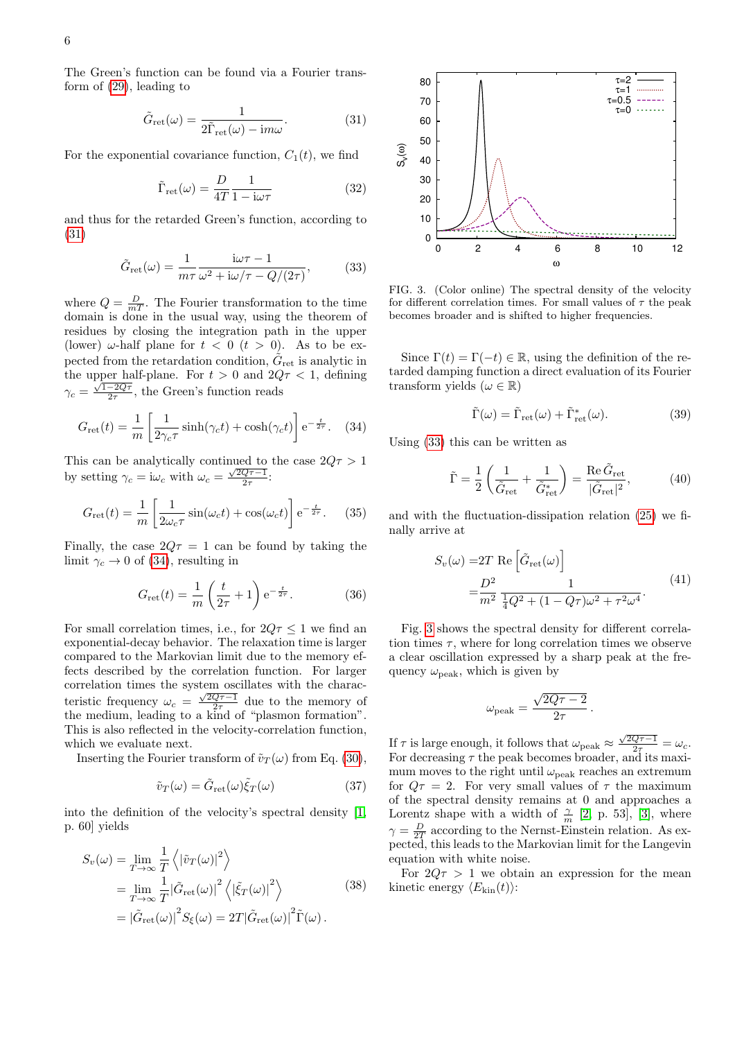The Green's function can be found via a Fourier transform of (29), leading to

$$\tilde{G}_{\rm ret}(\omega) = \frac{1}{2\tilde{\Gamma}_{\rm ret}(\omega) - \mathrm{i}m\omega}. \tag{31}$$

For the exponential covariance function, $C_1(t)$, we find

$$\tilde{\Gamma}_{\rm ret}(\omega) = \frac{D}{4T}\frac{1}{1-\mathrm{i}\omega\tau} \tag{32}$$

and thus for the retarded Green's function, according to (31)

$$\tilde{G}_{\rm ret}(\omega) = \frac{1}{m\tau}\frac{\mathrm{i}\omega\tau - 1}{\omega^2 + \mathrm{i}\omega/\tau - Q/(2\tau)}, \tag{33}$$

where $Q = \frac{D}{mT}$. The Fourier transformation to the time domain is done in the usual way, using the theorem of residues by closing the integration path in the upper (lower) $\omega$-half plane for $t < 0$ ($t > 0$). As to be expected from the retardation condition, $\tilde{G}_{\rm ret}$ is analytic in the upper half-plane. For $t > 0$ and $2Q\tau < 1$, defining $\gamma_c = \frac{\sqrt{1-2Q\tau}}{2\tau}$, the Green's function reads

$$G_{\rm ret}(t) = \frac{1}{m}\left[\frac{1}{2\gamma_c\tau}\sinh(\gamma_c t) + \cosh(\gamma_c t)\right]\mathrm{e}^{-\frac{t}{2\tau}}. \tag{34}$$

This can be analytically continued to the case $2Q\tau > 1$ by setting $\gamma_c = \mathrm{i}\omega_c$ with $\omega_c = \frac{\sqrt{2Q\tau-1}}{2\tau}$:

$$G_{\rm ret}(t) = \frac{1}{m}\left[\frac{1}{2\omega_c\tau}\sin(\omega_c t) + \cos(\omega_c t)\right]\mathrm{e}^{-\frac{t}{2\tau}}. \tag{35}$$

Finally, the case $2Q\tau = 1$ can be found by taking the limit $\gamma_c \to 0$ of (34), resulting in

$$G_{\rm ret}(t) = \frac{1}{m}\left(\frac{t}{2\tau} + 1\right)\mathrm{e}^{-\frac{t}{2\tau}}. \tag{36}$$

For small correlation times, i.e., for $2Q\tau \leq 1$ we find an exponential-decay behavior. The relaxation time is larger compared to the Markovian limit due to the memory effects described by the correlation function. For larger correlation times the system oscillates with the characteristic frequency $\omega_c = \frac{\sqrt{2Q\tau-1}}{2\tau}$ due to the memory of the medium, leading to a kind of "plasmon formation". This is also reflected in the velocity-correlation function, which we evaluate next.

Inserting the Fourier transform of $\tilde{v}_T(\omega)$ from Eq. (30),

$$\tilde{v}_T(\omega) = \tilde{G}_{\rm ret}(\omega)\tilde{\xi}_T(\omega) \tag{37}$$

into the definition of the velocity's spectral density [1, p. 60] yields

$$\begin{aligned} S_v(\omega) &= \lim_{T\to\infty}\frac{1}{T}\left\langle|\tilde{v}_T(\omega)|^2\right\rangle \\ &= \lim_{T\to\infty}\frac{1}{T}|\tilde{G}_{\rm ret}(\omega)|^2\left\langle|\tilde{\xi}_T(\omega)|^2\right\rangle \\ &= |\tilde{G}_{\rm ret}(\omega)|^2 S_\xi(\omega) = 2T|\tilde{G}_{\rm ret}(\omega)|^2\tilde{\Gamma}(\omega). \end{aligned} \tag{38}$$

FIG. 3. (Color online) The spectral density of the velocity for different correlation times. For small values of $\tau$ the peak becomes broader and is shifted to higher frequencies.

Since $\Gamma(t) = \Gamma(-t) \in \mathbb{R}$, using the definition of the retarded damping function a direct evaluation of its Fourier transform yields ($\omega \in \mathbb{R}$)

$$\tilde{\Gamma}(\omega) = \tilde{\Gamma}_{\rm ret}(\omega) + \tilde{\Gamma}^*_{\rm ret}(\omega). \tag{39}$$

Using (33) this can be written as

$$\tilde{\Gamma} = \frac{1}{2}\left(\frac{1}{\tilde{G}_{\rm ret}} + \frac{1}{\tilde{G}^*_{\rm ret}}\right) = \frac{\mathrm{Re}\,\tilde{G}_{\rm ret}}{|\tilde{G}_{\rm ret}|^2}, \tag{40}$$

and with the fluctuation-dissipation relation (25) we finally arrive at

$$\begin{aligned} S_v(\omega) =& 2T\ \mathrm{Re}\left[\tilde{G}_{\rm ret}(\omega)\right] \\ =& \frac{D^2}{m^2}\frac{1}{\frac{1}{4}Q^2 + (1-Q\tau)\omega^2 + \tau^2\omega^4}. \end{aligned} \tag{41}$$

Fig. 3 shows the spectral density for different correlation times $\tau$, where for long correlation times we observe a clear oscillation expressed by a sharp peak at the frequency $\omega_{\rm peak}$, which is given by

$$\omega_{\rm peak} = \frac{\sqrt{2Q\tau - 2}}{2\tau}.$$

If $\tau$ is large enough, it follows that $\omega_{\rm peak} \approx \frac{\sqrt{2Q\tau-1}}{2\tau} = \omega_c$. For decreasing $\tau$ the peak becomes broader, and its maximum moves to the right until $\omega_{\rm peak}$ reaches an extremum for $Q\tau = 2$. For very small values of $\tau$ the maximum of the spectral density remains at 0 and approaches a Lorentz shape with a width of $\frac{\gamma}{m}$ [2, p. 53], [3], where $\gamma = \frac{D}{2T}$ according to the Nernst-Einstein relation. As expected, this leads to the Markovian limit for the Langevin equation with white noise.

For $2Q\tau > 1$ we obtain an expression for the mean kinetic energy $\langle E_{\rm kin}(t)\rangle$: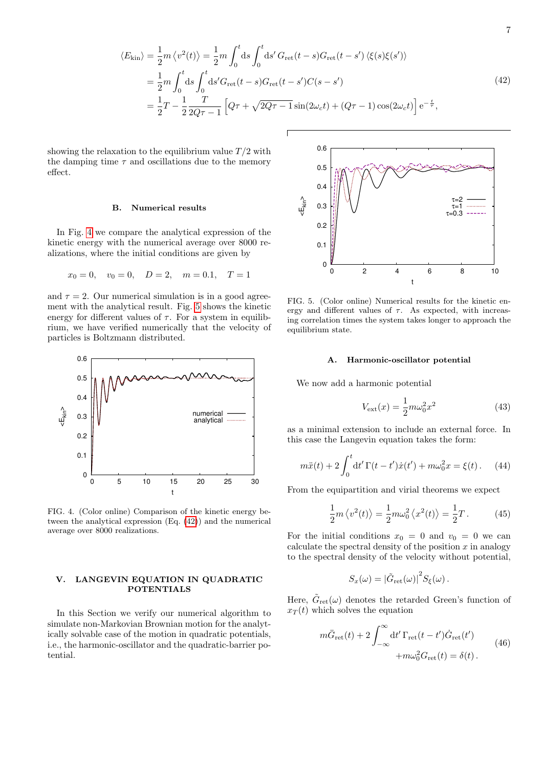$$
\begin{aligned}
\langle E_{\rm kin}\rangle &= \frac{1}{2}m\left\langle v^2(t)\right\rangle = \frac{1}{2}m\int_0^t {\rm d}s\int_0^t {\rm d}s'\, G_{\rm ret}(t-s)G_{\rm ret}(t-s')\left\langle \xi(s)\xi(s')\right\rangle \\
&= \frac{1}{2}m\int_0^t {\rm d}s\int_0^t {\rm d}s' G_{\rm ret}(t-s)G_{\rm ret}(t-s')C(s-s') \\
&= \frac{1}{2}T - \frac{1}{2}\frac{T}{2Q\tau-1}\left[Q\tau + \sqrt{2Q\tau-1}\sin(2\omega_c t) + (Q\tau-1)\cos(2\omega_c t)\right]{\rm e}^{-\frac{t}{\tau}},
\end{aligned}
\tag{42}
$$

showing the relaxation to the equilibrium value $T/2$ with the damping time $\tau$ and oscillations due to the memory effect.

### B. Numerical results

In Fig. 4 we compare the analytical expression of the kinetic energy with the numerical average over 8000 realizations, where the initial conditions are given by

$$
x_0 = 0, \quad v_0 = 0, \quad D = 2, \quad m = 0.1, \quad T = 1
$$

and $\tau = 2$. Our numerical simulation is in a good agreement with the analytical result. Fig. 5 shows the kinetic energy for different values of $\tau$. For a system in equilibrium, we have verified numerically that the velocity of particles is Boltzmann distributed.

FIG. 4. (Color online) Comparison of the kinetic energy between the analytical expression (Eq. (42)) and the numerical average over 8000 realizations.

FIG. 5. (Color online) Numerical results for the kinetic energy and different values of $\tau$. As expected, with increasing correlation times the system takes longer to approach the equilibrium state.

## V. LANGEVIN EQUATION IN QUADRATIC POTENTIALS

In this Section we verify our numerical algorithm to simulate non-Markovian Brownian motion for the analytically solvable case of the motion in quadratic potentials, i.e., the harmonic-oscillator and the quadratic-barrier potential.

### A. Harmonic-oscillator potential

We now add a harmonic potential

$$
V_{\rm ext}(x) = \frac{1}{2}m\omega_0^2 x^2 \tag{43}
$$

as a minimal extension to include an external force. In this case the Langevin equation takes the form:

$$
m\ddot{x}(t) + 2\int_0^t {\rm d}t'\,\Gamma(t-t')\dot{x}(t') + m\omega_0^2 x = \xi(t)\,. \tag{44}
$$

From the equipartition and virial theorems we expect

$$
\frac{1}{2}m\left\langle v^2(t)\right\rangle = \frac{1}{2}m\omega_0^2\left\langle x^2(t)\right\rangle = \frac{1}{2}T\,. \tag{45}
$$

For the initial conditions $x_0 = 0$ and $v_0 = 0$ we can calculate the spectral density of the position $x$ in analogy to the spectral density of the velocity without potential,

$$
S_x(\omega) = |\tilde{G}_{\rm ret}(\omega)|^2 S_\xi(\omega)\,.
$$

Here, $\tilde{G}_{\rm ret}(\omega)$ denotes the retarded Green's function of $x_T(t)$ which solves the equation

$$
\begin{aligned}
m\ddot{G}_{\rm ret}(t) + 2\int_{-\infty}^{\infty}{\rm d}t'\,\Gamma_{\rm ret}(t-t')\dot{G}_{\rm ret}(t') \\
+ m\omega_0^2 G_{\rm ret}(t) = \delta(t)\,.
\end{aligned}
\tag{46}
$$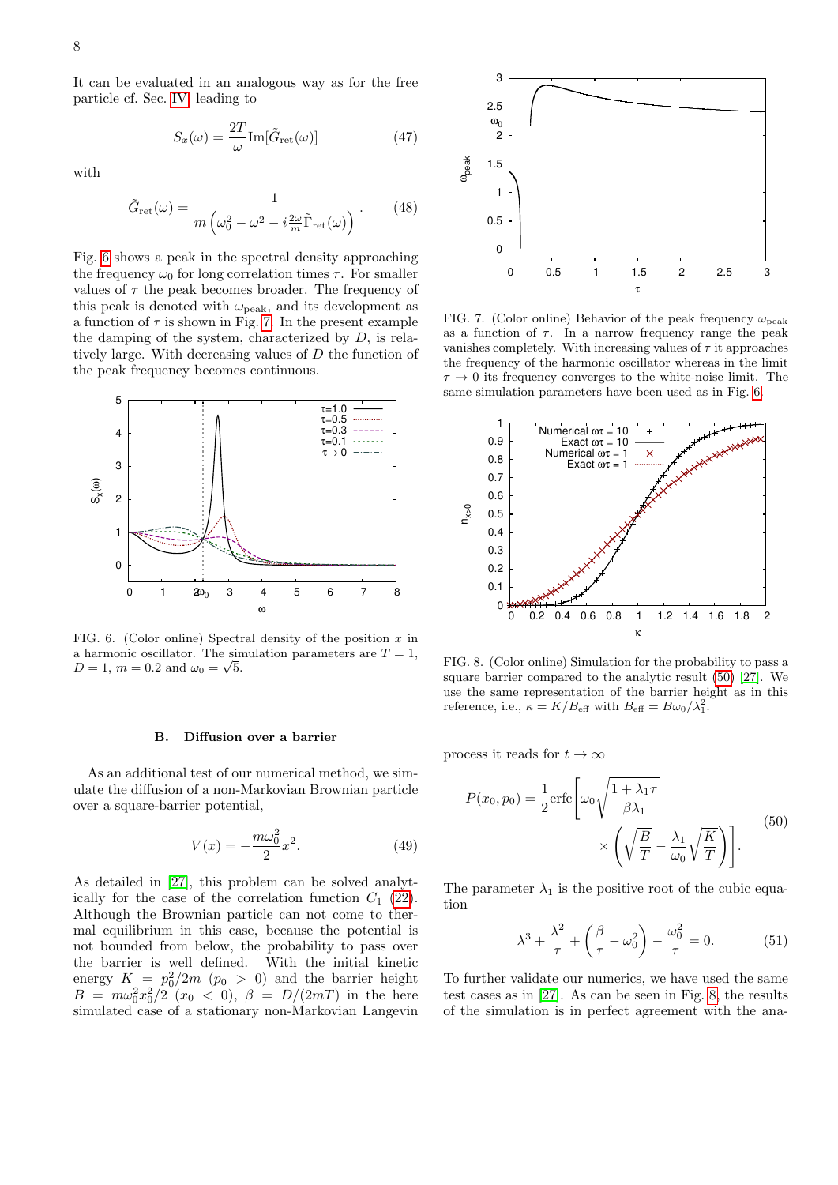It can be evaluated in an analogous way as for the free particle cf. Sec. IV, leading to

$$S_x(\omega) = \frac{2T}{\omega} \mathrm{Im}[\tilde{G}_{\mathrm{ret}}(\omega)] \tag{47}$$

with

$$\tilde{G}_{\mathrm{ret}}(\omega) = \frac{1}{m\left(\omega_0^2 - \omega^2 - i\frac{2\omega}{m}\tilde{\Gamma}_{\mathrm{ret}}(\omega)\right)}. \tag{48}$$

Fig. 6 shows a peak in the spectral density approaching the frequency $\omega_0$ for long correlation times $\tau$. For smaller values of $\tau$ the peak becomes broader. The frequency of this peak is denoted with $\omega_{\mathrm{peak}}$, and its development as a function of $\tau$ is shown in Fig. 7. In the present example the damping of the system, characterized by $D$, is relatively large. With decreasing values of $D$ the function of the peak frequency becomes continuous.

FIG. 6. (Color online) Spectral density of the position $x$ in a harmonic oscillator. The simulation parameters are $T = 1$, $D = 1$, $m = 0.2$ and $\omega_0 = \sqrt{5}$.

### B. Diffusion over a barrier

As an additional test of our numerical method, we simulate the diffusion of a non-Markovian Brownian particle over a square-barrier potential,

$$V(x) = -\frac{m\omega_0^2}{2}x^2. \tag{49}$$

As detailed in [27], this problem can be solved analytically for the case of the correlation function $C_1$ (22). Although the Brownian particle can not come to thermal equilibrium in this case, because the potential is not bounded from below, the probability to pass over the barrier is well defined. With the initial kinetic energy $K = p_0^2/2m$ ($p_0 > 0$) and the barrier height $B = m\omega_0^2 x_0^2/2$ ($x_0 < 0$), $\beta = D/(2mT)$ in the here simulated case of a stationary non-Markovian Langevin process it reads for $t \to \infty$

$$P(x_0, p_0) = \frac{1}{2}\mathrm{erfc}\left[\omega_0\sqrt{\frac{1+\lambda_1\tau}{\beta\lambda_1}} \times \left(\sqrt{\frac{B}{T}} - \frac{\lambda_1}{\omega_0}\sqrt{\frac{K}{T}}\right)\right]. \tag{50}$$

The parameter $\lambda_1$ is the positive root of the cubic equation

$$\lambda^3 + \frac{\lambda^2}{\tau} + \left(\frac{\beta}{\tau} - \omega_0^2\right) - \frac{\omega_0^2}{\tau} = 0. \tag{51}$$

To further validate our numerics, we have used the same test cases as in [27]. As can be seen in Fig. 8, the results of the simulation is in perfect agreement with the ana-

FIG. 7. (Color online) Behavior of the peak frequency $\omega_{\mathrm{peak}}$ as a function of $\tau$. In a narrow frequency range the peak vanishes completely. With increasing values of $\tau$ it approaches the frequency of the harmonic oscillator in the limit $\tau \to 0$ its frequency converges to the white-noise limit. The same simulation parameters have been used as in Fig. 6.

FIG. 8. (Color online) Simulation for the probability to pass a square barrier compared to the analytic result (50) [27]. We use the same representation of the barrier height as in this reference, i.e., $\kappa = K/B_{\mathrm{eff}}$ with $B_{\mathrm{eff}} = B\omega_0/\lambda_1^2$.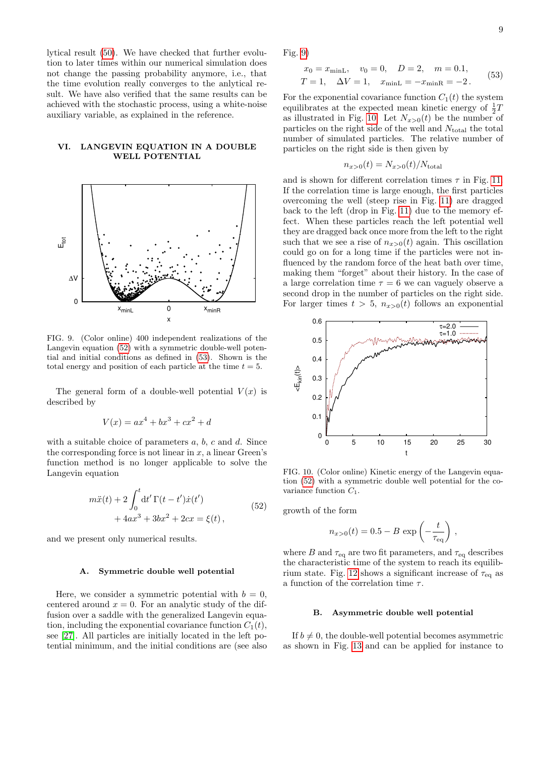lytical result (50). We have checked that further evolution to later times within our numerical simulation does not change the passing probability anymore, i.e., that the time evolution really converges to the anlytical result. We have also verified that the same results can be achieved with the stochastic process, using a white-noise auxiliary variable, as explained in the reference.

## VI. LANGEVIN EQUATION IN A DOUBLE WELL POTENTIAL

FIG. 9. (Color online) 400 independent realizations of the Langevin equation (52) with a symmetric double-well potential and initial conditions as defined in (53). Shown is the total energy and position of each particle at the time $t = 5$.

The general form of a double-well potential $V(x)$ is described by

$$V(x) = ax^4 + bx^3 + cx^2 + d$$

with a suitable choice of parameters $a$, $b$, $c$ and $d$. Since the corresponding force is not linear in $x$, a linear Green's function method is no longer applicable to solve the Langevin equation

$$\begin{aligned} m\ddot{x}(t) + 2\int_0^t \mathrm{d}t'\,\Gamma(t-t')\dot{x}(t') \\ + 4ax^3 + 3bx^2 + 2cx = \xi(t)\,, \end{aligned} \tag{52}$$

and we present only numerical results.

### A. Symmetric double well potential

Here, we consider a symmetric potential with $b = 0$, centered around $x = 0$. For an analytic study of the diffusion over a saddle with the generalized Langevin equation, including the exponential covariance function $C_1(t)$, see [27]. All particles are initially located in the left potential minimum, and the initial conditions are (see also Fig. 9)

$$\begin{aligned} &x_0 = x_{\mathrm{minL}}, \quad v_0 = 0, \quad D = 2, \quad m = 0.1, \\ &T = 1, \quad \Delta V = 1, \quad x_{\mathrm{minL}} = -x_{\mathrm{minR}} = -2\,. \end{aligned} \tag{53}$$

For the exponential covariance function $C_1(t)$ the system equilibrates at the expected mean kinetic energy of $\frac{1}{2}T$ as illustrated in Fig. 10. Let $N_{x>0}(t)$ be the number of particles on the right side of the well and $N_{\mathrm{total}}$ the total number of simulated particles. The relative number of particles on the right side is then given by

$$n_{x>0}(t) = N_{x>0}(t)/N_{\mathrm{total}}$$

and is shown for different correlation times $\tau$ in Fig. 11. If the correlation time is large enough, the first particles overcoming the well (steep rise in Fig. 11) are dragged back to the left (drop in Fig. 11) due to the memory effect. When these particles reach the left potential well they are dragged back once more from the left to the right such that we see a rise of $n_{x>0}(t)$ again. This oscillation could go on for a long time if the particles were not influenced by the random force of the heat bath over time, making them "forget" about their history. In the case of a large correlation time $\tau = 6$ we can vaguely observe a second drop in the number of particles on the right side. For larger times $t > 5$, $n_{x>0}(t)$ follows an exponential growth of the form

FIG. 10. (Color online) Kinetic energy of the Langevin equation (52) with a symmetric double well potential for the covariance function $C_1$.

$$n_{x>0}(t) = 0.5 - B\,\exp\left(-\frac{t}{\tau_{\mathrm{eq}}}\right)\,,$$

where $B$ and $\tau_{\mathrm{eq}}$ are two fit parameters, and $\tau_{\mathrm{eq}}$ describes the characteristic time of the system to reach its equilibrium state. Fig. 12 shows a significant increase of $\tau_{\mathrm{eq}}$ as a function of the correlation time $\tau$.

### B. Asymmetric double well potential

If $b \neq 0$, the double-well potential becomes asymmetric as shown in Fig. 13 and can be applied for instance to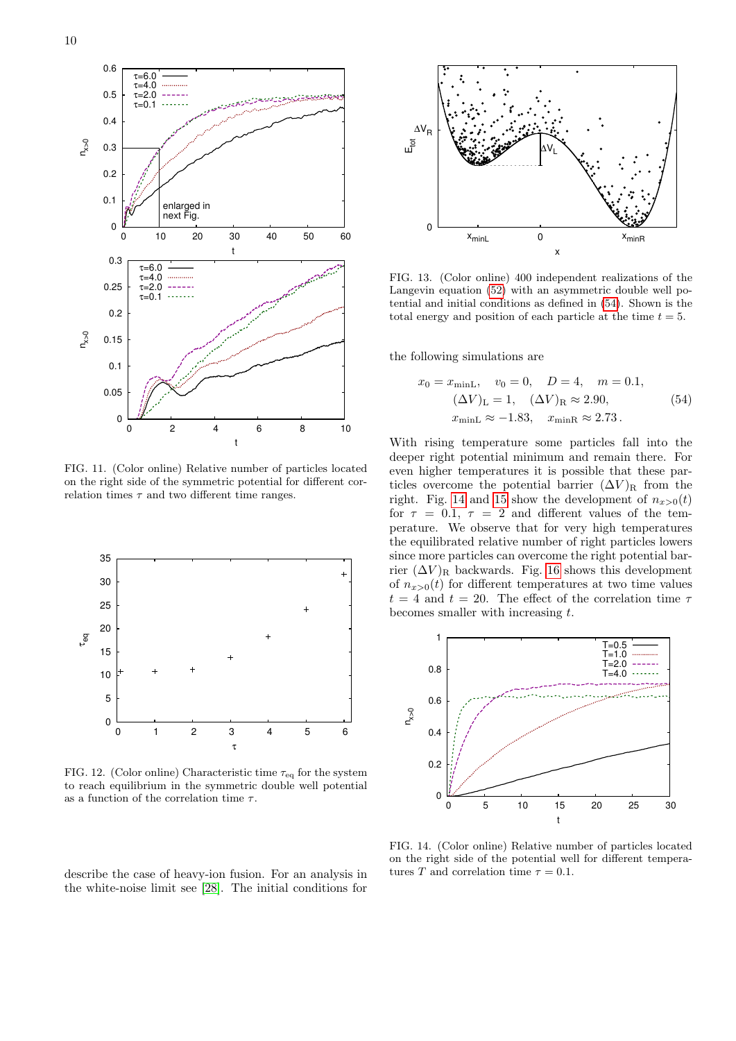FIG. 11. (Color online) Relative number of particles located on the right side of the symmetric potential for different correlation times $\tau$ and two different time ranges.

FIG. 12. (Color online) Characteristic time $\tau_{\rm eq}$ for the system to reach equilibrium in the symmetric double well potential as a function of the correlation time $\tau$.

describe the case of heavy-ion fusion. For an analysis in the white-noise limit see [28]. The initial conditions for the following simulations are

$$x_0 = x_{\rm minL}, \quad v_0 = 0, \quad D = 4, \quad m = 0.1,$$
$$(\Delta V)_{\rm L} = 1, \quad (\Delta V)_{\rm R} \approx 2.90, \tag{54}$$
$$x_{\rm minL} \approx -1.83, \quad x_{\rm minR} \approx 2.73\,.$$

FIG. 13. (Color online) 400 independent realizations of the Langevin equation (52) with an asymmetric double well potential and initial conditions as defined in (54). Shown is the total energy and position of each particle at the time $t = 5$.

With rising temperature some particles fall into the deeper right potential minimum and remain there. For even higher temperatures it is possible that these particles overcome the potential barrier $(\Delta V)_{\rm R}$ from the right. Fig. 14 and 15 show the development of $n_{x>0}(t)$ for $\tau = 0.1$, $\tau = 2$ and different values of the temperature. We observe that for very high temperatures the equilibrated relative number of right particles lowers since more particles can overcome the right potential barrier $(\Delta V)_{\rm R}$ backwards. Fig. 16 shows this development of $n_{x>0}(t)$ for different temperatures at two time values $t = 4$ and $t = 20$. The effect of the correlation time $\tau$ becomes smaller with increasing $t$.

FIG. 14. (Color online) Relative number of particles located on the right side of the potential well for different temperatures $T$ and correlation time $\tau = 0.1$.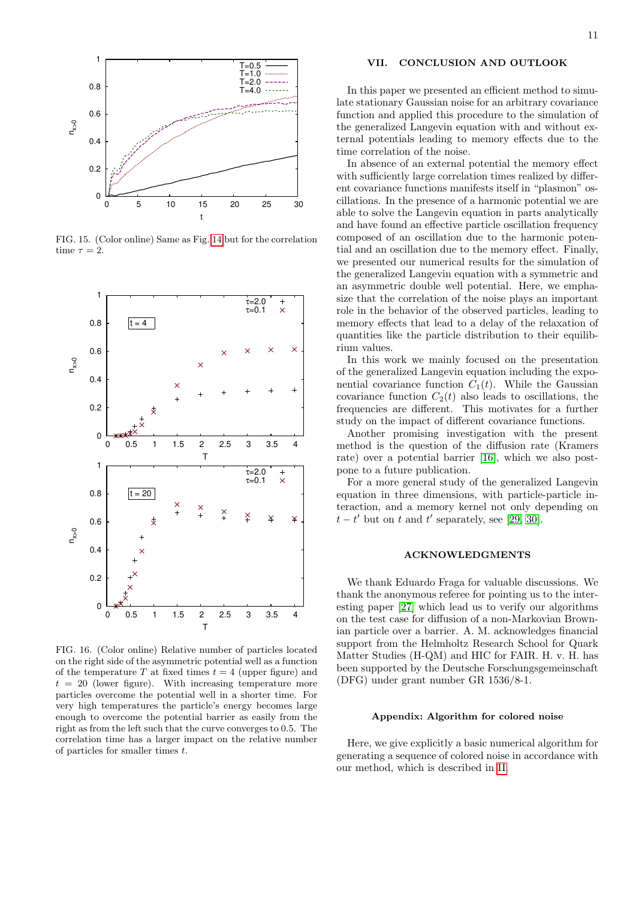FIG. 15. (Color online) Same as Fig. 14 but for the correlation time $\tau = 2$.

FIG. 16. (Color online) Relative number of particles located on the right side of the asymmetric potential well as a function of the temperature $T$ at fixed times $t = 4$ (upper figure) and $t = 20$ (lower figure). With increasing temperature more particles overcome the potential well in a shorter time. For very high temperatures the particle's energy becomes large enough to overcome the potential barrier as easily from the right as from the left such that the curve converges to 0.5. The correlation time has a larger impact on the relative number of particles for smaller times $t$.

## VII. CONCLUSION AND OUTLOOK

In this paper we presented an efficient method to simulate stationary Gaussian noise for an arbitrary covariance function and applied this procedure to the simulation of the generalized Langevin equation with and without external potentials leading to memory effects due to the time correlation of the noise.

In absence of an external potential the memory effect with sufficiently large correlation times realized by different covariance functions manifests itself in "plasmon" oscillations. In the presence of a harmonic potential we are able to solve the Langevin equation in parts analytically and have found an effective particle oscillation frequency composed of an oscillation due to the harmonic potential and an oscillation due to the memory effect. Finally, we presented our numerical results for the simulation of the generalized Langevin equation with a symmetric and an asymmetric double well potential. Here, we emphasize that the correlation of the noise plays an important role in the behavior of the observed particles, leading to memory effects that lead to a delay of the relaxation of quantities like the particle distribution to their equilibrium values.

In this work we mainly focused on the presentation of the generalized Langevin equation including the exponential covariance function $C_1(t)$. While the Gaussian covariance function $C_2(t)$ also leads to oscillations, the frequencies are different. This motivates for a further study on the impact of different covariance functions.

Another promising investigation with the present method is the question of the diffusion rate (Kramers rate) over a potential barrier [16], which we also postpone to a future publication.

For a more general study of the generalized Langevin equation in three dimensions, with particle-particle interaction, and a memory kernel not only depending on $t - t'$ but on $t$ and $t'$ separately, see [29, 30].

### ACKNOWLEDGMENTS

We thank Eduardo Fraga for valuable discussions. We thank the anonymous referee for pointing us to the interesting paper [27] which lead us to verify our algorithms on the test case for diffusion of a non-Markovian Brownian particle over a barrier. A. M. acknowledges financial support from the Helmholtz Research School for Quark Matter Studies (H-QM) and HIC for FAIR. H. v. H. has been supported by the Deutsche Forschungsgemeinschaft (DFG) under grant number GR 1536/8-1.

### Appendix: Algorithm for colored noise

Here, we give explicitly a basic numerical algorithm for generating a sequence of colored noise in accordance with our method, which is described in II.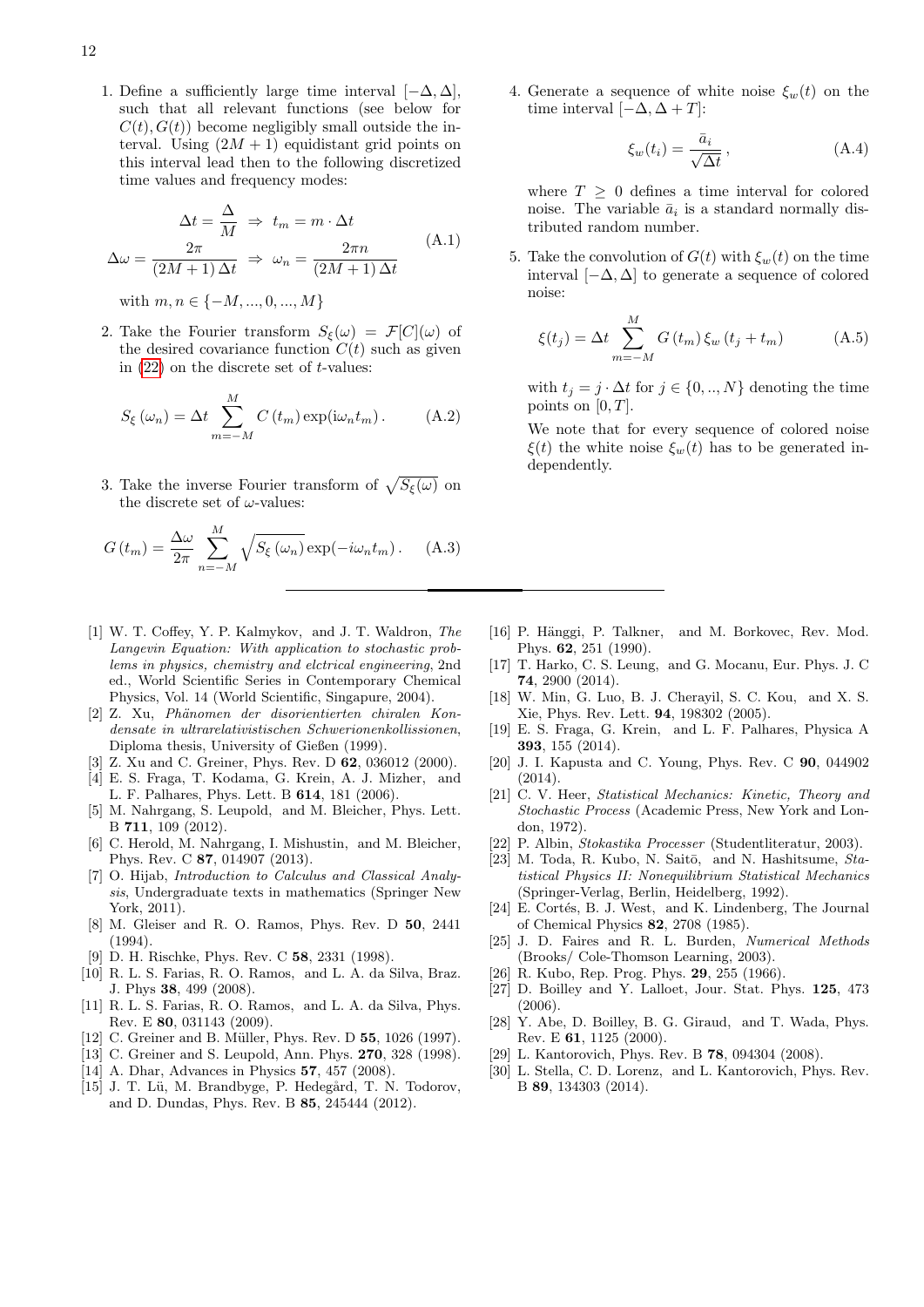1. Define a sufficiently large time interval $[-\Delta, \Delta]$, such that all relevant functions (see below for $C(t), G(t)$) become negligibly small outside the interval. Using $(2M+1)$ equidistant grid points on this interval lead then to the following discretized time values and frequency modes:

$$\Delta t = \frac{\Delta}{M} \;\Rightarrow\; t_m = m \cdot \Delta t$$
$$\Delta\omega = \frac{2\pi}{(2M+1)\,\Delta t} \;\Rightarrow\; \omega_n = \frac{2\pi n}{(2M+1)\,\Delta t} \tag{A.1}$$

with $m, n \in \{-M, ..., 0, ..., M\}$

2. Take the Fourier transform $S_\xi(\omega) = \mathcal{F}[C](\omega)$ of the desired covariance function $C(t)$ such as given in (22) on the discrete set of $t$-values:

$$S_\xi(\omega_n) = \Delta t \sum_{m=-M}^{M} C(t_m) \exp(\mathrm{i}\omega_n t_m)\,. \tag{A.2}$$

3. Take the inverse Fourier transform of $\sqrt{S_\xi(\omega)}$ on the discrete set of $\omega$-values:

$$G(t_m) = \frac{\Delta\omega}{2\pi} \sum_{n=-M}^{M} \sqrt{S_\xi(\omega_n)} \exp(-i\omega_n t_m)\,. \tag{A.3}$$

4. Generate a sequence of white noise $\xi_w(t)$ on the time interval $[-\Delta, \Delta + T]$:

$$\xi_w(t_i) = \frac{\bar{a}_i}{\sqrt{\Delta t}}\,, \tag{A.4}$$

where $T \geq 0$ defines a time interval for colored noise. The variable $\bar{a}_i$ is a standard normally distributed random number.

5. Take the convolution of $G(t)$ with $\xi_w(t)$ on the time interval $[-\Delta, \Delta]$ to generate a sequence of colored noise:

$$\xi(t_j) = \Delta t \sum_{m=-M}^{M} G(t_m)\, \xi_w(t_j + t_m) \tag{A.5}$$

with $t_j = j \cdot \Delta t$ for $j \in \{0, .., N\}$ denoting the time points on $[0, T]$.

We note that for every sequence of colored noise $\xi(t)$ the white noise $\xi_w(t)$ has to be generated independently.

---

[1] W. T. Coffey, Y. P. Kalmykov, and J. T. Waldron, *The Langevin Equation: With application to stochastic problems in physics, chemistry and elctrical engineering*, 2nd ed., World Scientific Series in Contemporary Chemical Physics, Vol. 14 (World Scientific, Singapure, 2004).

[2] Z. Xu, *Phänomen der disorientierten chiralen Kondensate in ultrarelativistischen Schwerionenkollissionen*, Diploma thesis, University of Gießen (1999).

[3] Z. Xu and C. Greiner, Phys. Rev. D **62**, 036012 (2000).

[4] E. S. Fraga, T. Kodama, G. Krein, A. J. Mizher, and L. F. Palhares, Phys. Lett. B **614**, 181 (2006).

[5] M. Nahrgang, S. Leupold, and M. Bleicher, Phys. Lett. B **711**, 109 (2012).

[6] C. Herold, M. Nahrgang, I. Mishustin, and M. Bleicher, Phys. Rev. C **87**, 014907 (2013).

[7] O. Hijab, *Introduction to Calculus and Classical Analysis*, Undergraduate texts in mathematics (Springer New York, 2011).

[8] M. Gleiser and R. O. Ramos, Phys. Rev. D **50**, 2441 (1994).

[9] D. H. Rischke, Phys. Rev. C **58**, 2331 (1998).

[10] R. L. S. Farias, R. O. Ramos, and L. A. da Silva, Braz. J. Phys **38**, 499 (2008).

[11] R. L. S. Farias, R. O. Ramos, and L. A. da Silva, Phys. Rev. E **80**, 031143 (2009).

[12] C. Greiner and B. Müller, Phys. Rev. D **55**, 1026 (1997).

[13] C. Greiner and S. Leupold, Ann. Phys. **270**, 328 (1998).

[14] A. Dhar, Advances in Physics **57**, 457 (2008).

[15] J. T. Lü, M. Brandbyge, P. Hedegård, T. N. Todorov, and D. Dundas, Phys. Rev. B **85**, 245444 (2012).

[16] P. Hänggi, P. Talkner, and M. Borkovec, Rev. Mod. Phys. **62**, 251 (1990).

[17] T. Harko, C. S. Leung, and G. Mocanu, Eur. Phys. J. C **74**, 2900 (2014).

[18] W. Min, G. Luo, B. J. Cherayil, S. C. Kou, and X. S. Xie, Phys. Rev. Lett. **94**, 198302 (2005).

[19] E. S. Fraga, G. Krein, and L. F. Palhares, Physica A **393**, 155 (2014).

[20] J. I. Kapusta and C. Young, Phys. Rev. C **90**, 044902 (2014).

[21] C. V. Heer, *Statistical Mechanics: Kinetic, Theory and Stochastic Process* (Academic Press, New York and London, 1972).

[22] P. Albin, *Stokastika Processer* (Studentliteratur, 2003).

[23] M. Toda, R. Kubo, N. Saitō, and N. Hashitsume, *Statistical Physics II: Nonequilibrium Statistical Mechanics* (Springer-Verlag, Berlin, Heidelberg, 1992).

[24] E. Cortés, B. J. West, and K. Lindenberg, The Journal of Chemical Physics **82**, 2708 (1985).

[25] J. D. Faires and R. L. Burden, *Numerical Methods* (Brooks/ Cole-Thomson Learning, 2003).

[26] R. Kubo, Rep. Prog. Phys. **29**, 255 (1966).

[27] D. Boilley and Y. Lalloet, Jour. Stat. Phys. **125**, 473 (2006).

[28] Y. Abe, D. Boilley, B. G. Giraud, and T. Wada, Phys. Rev. E **61**, 1125 (2000).

[29] L. Kantorovich, Phys. Rev. B **78**, 094304 (2008).

[30] L. Stella, C. D. Lorenz, and L. Kantorovich, Phys. Rev. B **89**, 134303 (2014).